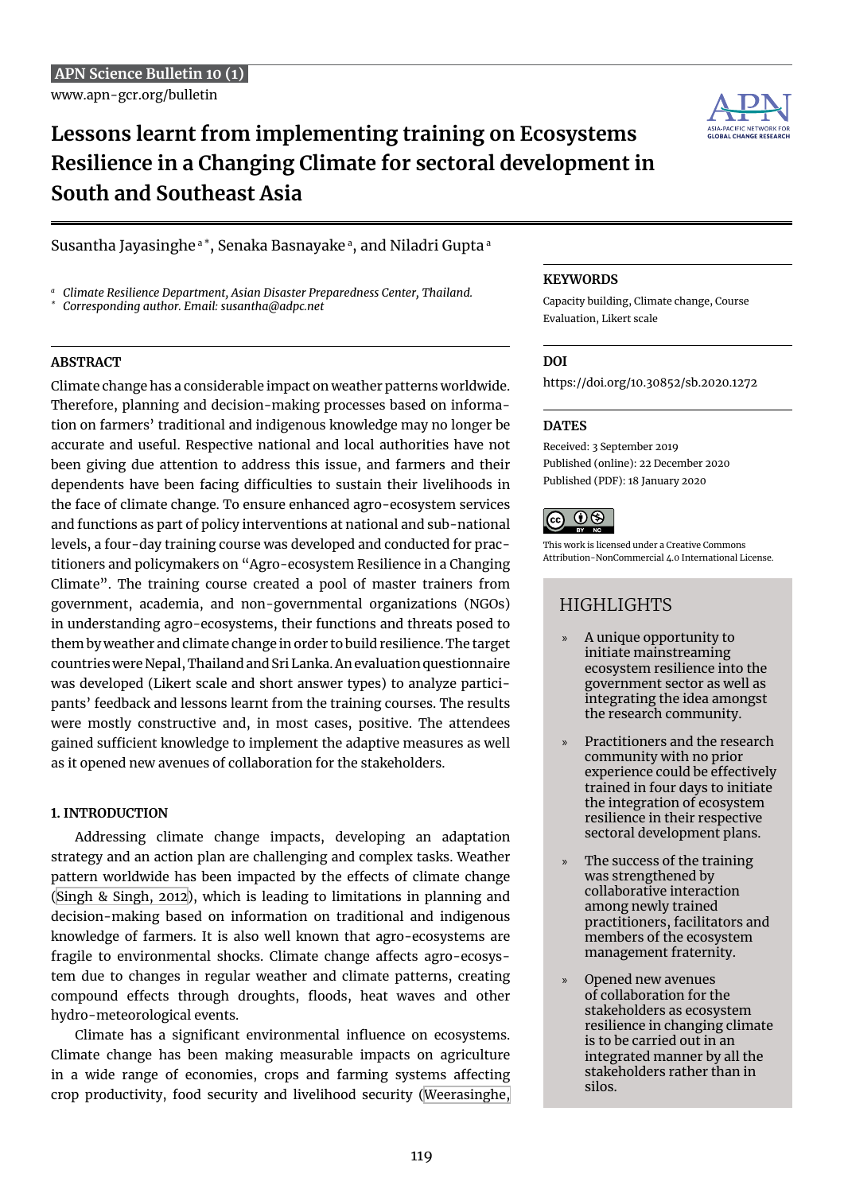# Lessons learnt from implementing training on Ecosystems Resilience in a Changing Climate for sectoral development in South and Southeast Asia

Susantha Jayasinghe [a*], Senaka Basnayake [a], and Niladri Gupta [a]

[a] *Climate Resilience Department, Asian Disaster Preparedness Center, Thailand.*
[*] *Corresponding author. Email: susantha@adpc.net*

**KEYWORDS**

Capacity building, Climate change, Course Evaluation, Likert scale

**DOI**

https://doi.org/10.30852/sb.2020.1272

**DATES**

Received: 3 September 2019
Published (online): 22 December 2020
Published (PDF): 18 January 2020

This work is licensed under a Creative Commons Attribution-NonCommercial 4.0 International License.

## HIGHLIGHTS

- A unique opportunity to initiate mainstreaming ecosystem resilience into the government sector as well as integrating the idea amongst the research community.
- Practitioners and the research community with no prior experience could be effectively trained in four days to initiate the integration of ecosystem resilience in their respective sectoral development plans.
- The success of the training was strengthened by collaborative interaction among newly trained practitioners, facilitators and members of the ecosystem management fraternity.
- Opened new avenues of collaboration for the stakeholders as ecosystem resilience in changing climate is to be carried out in an integrated manner by all the stakeholders rather than in silos.

## ABSTRACT

Climate change has a considerable impact on weather patterns worldwide. Therefore, planning and decision-making processes based on information on farmers' traditional and indigenous knowledge may no longer be accurate and useful. Respective national and local authorities have not been giving due attention to address this issue, and farmers and their dependents have been facing difficulties to sustain their livelihoods in the face of climate change. To ensure enhanced agro-ecosystem services and functions as part of policy interventions at national and sub-national levels, a four-day training course was developed and conducted for practitioners and policymakers on "Agro-ecosystem Resilience in a Changing Climate". The training course created a pool of master trainers from government, academia, and non-governmental organizations (NGOs) in understanding agro-ecosystems, their functions and threats posed to them by weather and climate change in order to build resilience. The target countries were Nepal, Thailand and Sri Lanka. An evaluation questionnaire was developed (Likert scale and short answer types) to analyze participants' feedback and lessons learnt from the training courses. The results were mostly constructive and, in most cases, positive. The attendees gained sufficient knowledge to implement the adaptive measures as well as it opened new avenues of collaboration for the stakeholders.

## 1. INTRODUCTION

Addressing climate change impacts, developing an adaptation strategy and an action plan are challenging and complex tasks. Weather pattern worldwide has been impacted by the effects of climate change (Singh & Singh, 2012), which is leading to limitations in planning and decision-making based on information on traditional and indigenous knowledge of farmers. It is also well known that agro-ecosystems are fragile to environmental shocks. Climate change affects agro-ecosystem due to changes in regular weather and climate patterns, creating compound effects through droughts, floods, heat waves and other hydro-meteorological events.

Climate has a significant environmental influence on ecosystems. Climate change has been making measurable impacts on agriculture in a wide range of economies, crops and farming systems affecting crop productivity, food security and livelihood security (Weerasinghe,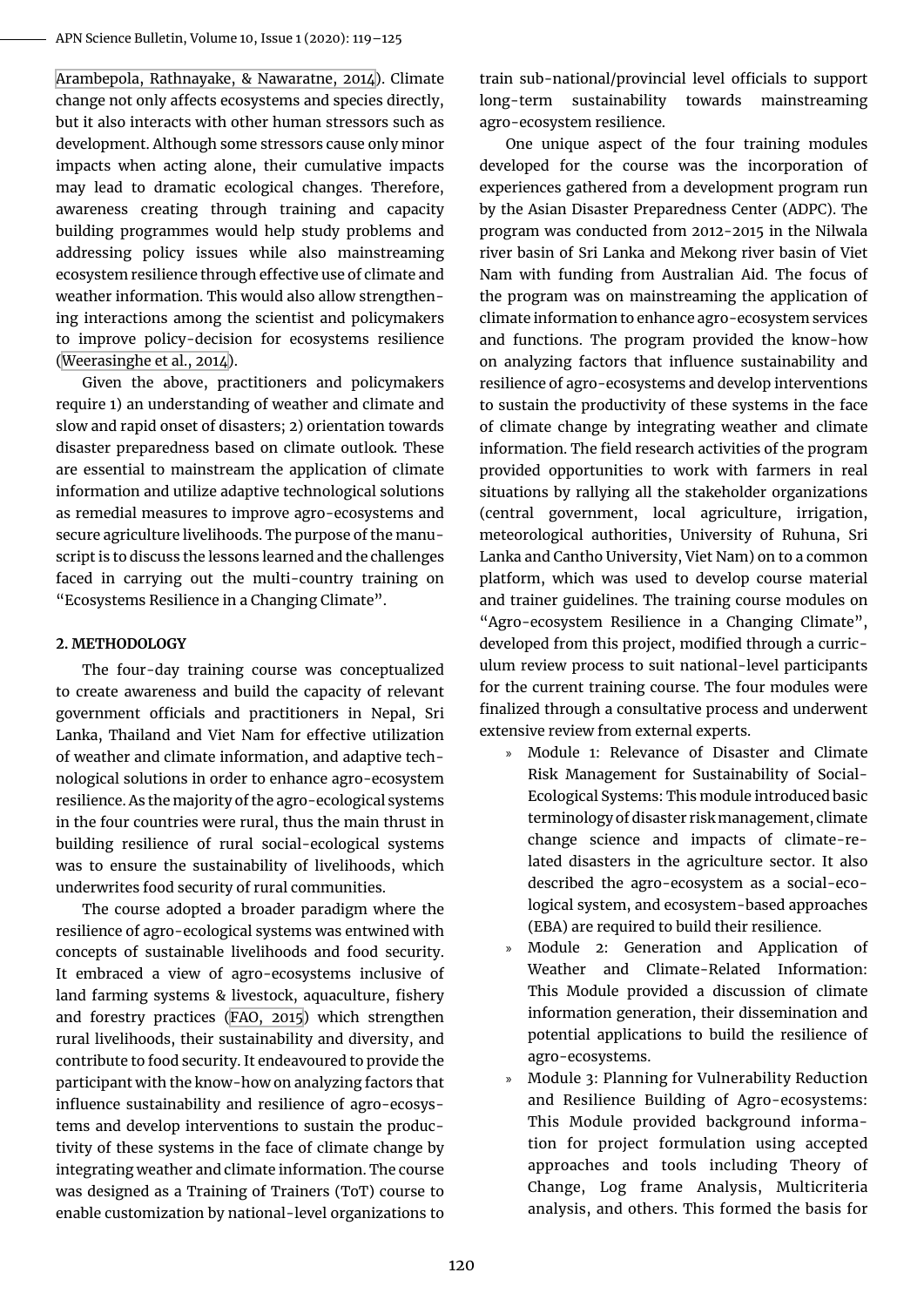Arambepola, Rathnayake, & Nawaratne, 2014). Climate change not only affects ecosystems and species directly, but it also interacts with other human stressors such as development. Although some stressors cause only minor impacts when acting alone, their cumulative impacts may lead to dramatic ecological changes. Therefore, awareness creating through training and capacity building programmes would help study problems and addressing policy issues while also mainstreaming ecosystem resilience through effective use of climate and weather information. This would also allow strengthening interactions among the scientist and policymakers to improve policy-decision for ecosystems resilience (Weerasinghe et al., 2014).

Given the above, practitioners and policymakers require 1) an understanding of weather and climate and slow and rapid onset of disasters; 2) orientation towards disaster preparedness based on climate outlook. These are essential to mainstream the application of climate information and utilize adaptive technological solutions as remedial measures to improve agro-ecosystems and secure agriculture livelihoods. The purpose of the manuscript is to discuss the lessons learned and the challenges faced in carrying out the multi-country training on "Ecosystems Resilience in a Changing Climate".

## 2. METHODOLOGY

The four-day training course was conceptualized to create awareness and build the capacity of relevant government officials and practitioners in Nepal, Sri Lanka, Thailand and Viet Nam for effective utilization of weather and climate information, and adaptive technological solutions in order to enhance agro-ecosystem resilience. As the majority of the agro-ecological systems in the four countries were rural, thus the main thrust in building resilience of rural social-ecological systems was to ensure the sustainability of livelihoods, which underwrites food security of rural communities.

The course adopted a broader paradigm where the resilience of agro-ecological systems was entwined with concepts of sustainable livelihoods and food security. It embraced a view of agro-ecosystems inclusive of land farming systems & livestock, aquaculture, fishery and forestry practices (FAO, 2015) which strengthen rural livelihoods, their sustainability and diversity, and contribute to food security. It endeavoured to provide the participant with the know-how on analyzing factors that influence sustainability and resilience of agro-ecosystems and develop interventions to sustain the productivity of these systems in the face of climate change by integrating weather and climate information. The course was designed as a Training of Trainers (ToT) course to enable customization by national-level organizations to train sub-national/provincial level officials to support long-term sustainability towards mainstreaming agro-ecosystem resilience.

One unique aspect of the four training modules developed for the course was the incorporation of experiences gathered from a development program run by the Asian Disaster Preparedness Center (ADPC). The program was conducted from 2012-2015 in the Nilwala river basin of Sri Lanka and Mekong river basin of Viet Nam with funding from Australian Aid. The focus of the program was on mainstreaming the application of climate information to enhance agro-ecosystem services and functions. The program provided the know-how on analyzing factors that influence sustainability and resilience of agro-ecosystems and develop interventions to sustain the productivity of these systems in the face of climate change by integrating weather and climate information. The field research activities of the program provided opportunities to work with farmers in real situations by rallying all the stakeholder organizations (central government, local agriculture, irrigation, meteorological authorities, University of Ruhuna, Sri Lanka and Cantho University, Viet Nam) on to a common platform, which was used to develop course material and trainer guidelines. The training course modules on "Agro-ecosystem Resilience in a Changing Climate", developed from this project, modified through a curriculum review process to suit national-level participants for the current training course. The four modules were finalized through a consultative process and underwent extensive review from external experts.

- Module 1: Relevance of Disaster and Climate Risk Management for Sustainability of Social-Ecological Systems: This module introduced basic terminology of disaster risk management, climate change science and impacts of climate-related disasters in the agriculture sector. It also described the agro-ecosystem as a social-ecological system, and ecosystem-based approaches (EBA) are required to build their resilience.
- Module 2: Generation and Application of Weather and Climate-Related Information: This Module provided a discussion of climate information generation, their dissemination and potential applications to build the resilience of agro-ecosystems.
- Module 3: Planning for Vulnerability Reduction and Resilience Building of Agro-ecosystems: This Module provided background information for project formulation using accepted approaches and tools including Theory of Change, Log frame Analysis, Multicriteria analysis, and others. This formed the basis for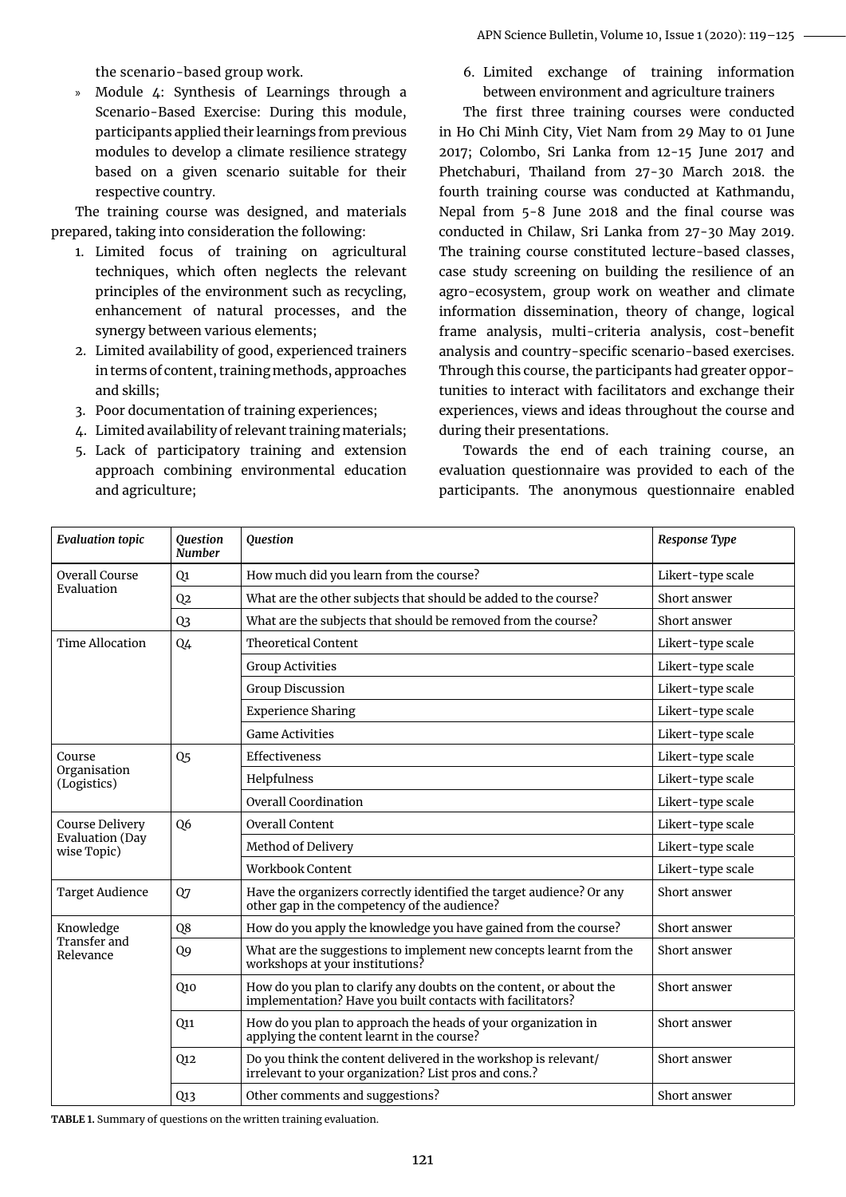the scenario-based group work.

- Module 4: Synthesis of Learnings through a Scenario-Based Exercise: During this module, participants applied their learnings from previous modules to develop a climate resilience strategy based on a given scenario suitable for their respective country.

The training course was designed, and materials prepared, taking into consideration the following:

1. Limited focus of training on agricultural techniques, which often neglects the relevant principles of the environment such as recycling, enhancement of natural processes, and the synergy between various elements;
2. Limited availability of good, experienced trainers in terms of content, training methods, approaches and skills;
3. Poor documentation of training experiences;
4. Limited availability of relevant training materials;
5. Lack of participatory training and extension approach combining environmental education and agriculture;
6. Limited exchange of training information between environment and agriculture trainers

The first three training courses were conducted in Ho Chi Minh City, Viet Nam from 29 May to 01 June 2017; Colombo, Sri Lanka from 12-15 June 2017 and Phetchaburi, Thailand from 27-30 March 2018. the fourth training course was conducted at Kathmandu, Nepal from 5-8 June 2018 and the final course was conducted in Chilaw, Sri Lanka from 27-30 May 2019. The training course constituted lecture-based classes, case study screening on building the resilience of an agro-ecosystem, group work on weather and climate information dissemination, theory of change, logical frame analysis, multi-criteria analysis, cost-benefit analysis and country-specific scenario-based exercises. Through this course, the participants had greater opportunities to interact with facilitators and exchange their experiences, views and ideas throughout the course and during their presentations.

Towards the end of each training course, an evaluation questionnaire was provided to each of the participants. The anonymous questionnaire enabled

| *Evaluation topic* | *Question Number* | *Question* | *Response Type* |
|---|---|---|---|
| Overall Course Evaluation | Q1 | How much did you learn from the course? | Likert-type scale |
| | Q2 | What are the other subjects that should be added to the course? | Short answer |
| | Q3 | What are the subjects that should be removed from the course? | Short answer |
| Time Allocation | Q4 | Theoretical Content | Likert-type scale |
| | | Group Activities | Likert-type scale |
| | | Group Discussion | Likert-type scale |
| | | Experience Sharing | Likert-type scale |
| | | Game Activities | Likert-type scale |
| Course Organisation (Logistics) | Q5 | Effectiveness | Likert-type scale |
| | | Helpfulness | Likert-type scale |
| | | Overall Coordination | Likert-type scale |
| Course Delivery Evaluation (Day wise Topic) | Q6 | Overall Content | Likert-type scale |
| | | Method of Delivery | Likert-type scale |
| | | Workbook Content | Likert-type scale |
| Target Audience | Q7 | Have the organizers correctly identified the target audience? Or any other gap in the competency of the audience? | Short answer |
| Knowledge Transfer and Relevance | Q8 | How do you apply the knowledge you have gained from the course? | Short answer |
| | Q9 | What are the suggestions to implement new concepts learnt from the workshops at your institutions? | Short answer |
| | Q10 | How do you plan to clarify any doubts on the content, or about the implementation? Have you built contacts with facilitators? | Short answer |
| | Q11 | How do you plan to approach the heads of your organization in applying the content learnt in the course? | Short answer |
| | Q12 | Do you think the content delivered in the workshop is relevant/ irrelevant to your organization? List pros and cons.? | Short answer |
| | Q13 | Other comments and suggestions? | Short answer |

**TABLE 1.** Summary of questions on the written training evaluation.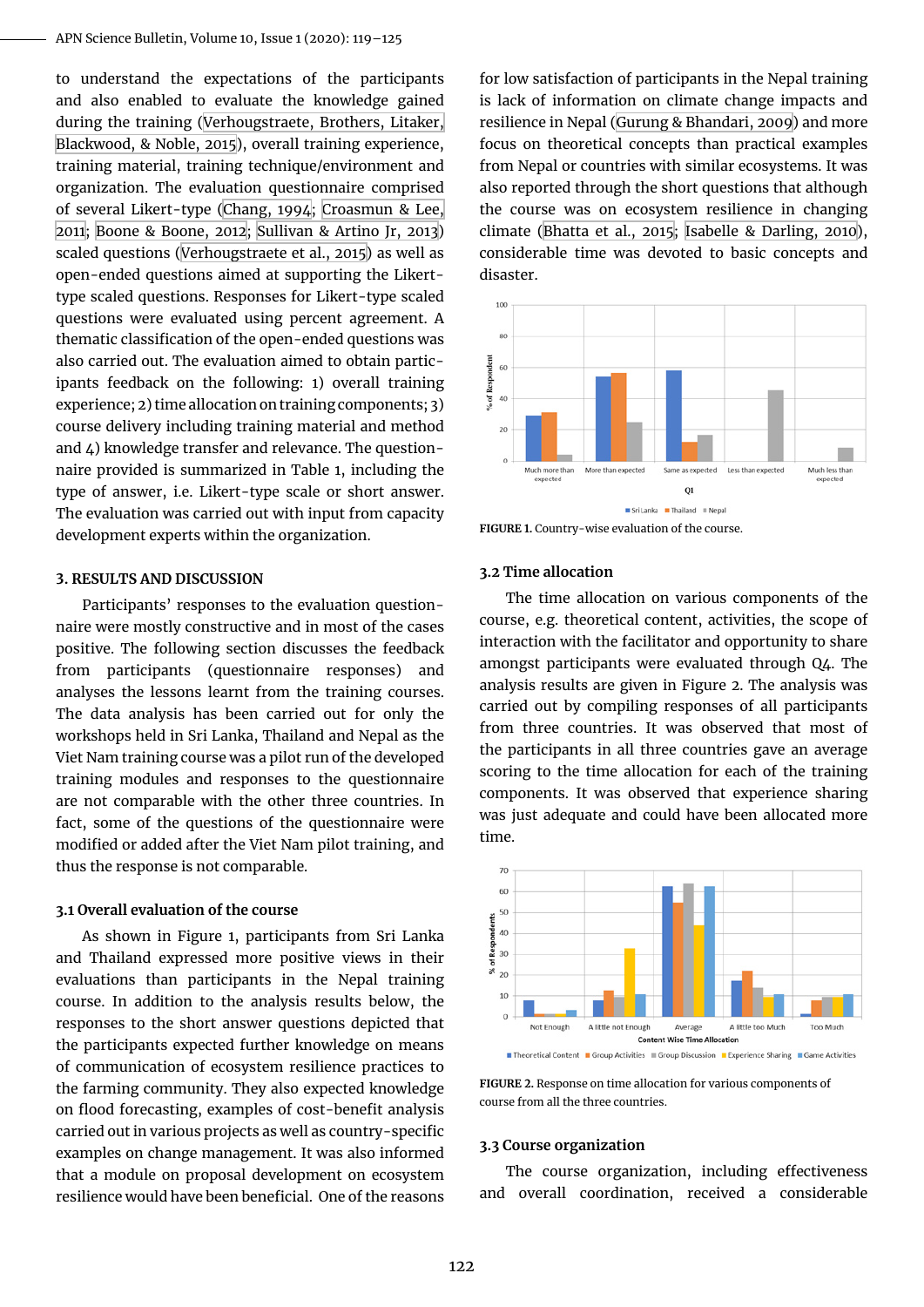to understand the expectations of the participants and also enabled to evaluate the knowledge gained during the training (Verhougstraete, Brothers, Litaker, Blackwood, & Noble, 2015), overall training experience, training material, training technique/environment and organization. The evaluation questionnaire comprised of several Likert-type (Chang, 1994; Croasmun & Lee, 2011; Boone & Boone, 2012; Sullivan & Artino Jr, 2013) scaled questions (Verhougstraete et al., 2015) as well as open-ended questions aimed at supporting the Likert-type scaled questions. Responses for Likert-type scaled questions were evaluated using percent agreement. A thematic classification of the open-ended questions was also carried out. The evaluation aimed to obtain participants feedback on the following: 1) overall training experience; 2) time allocation on training components; 3) course delivery including training material and method and 4) knowledge transfer and relevance. The questionnaire provided is summarized in Table 1, including the type of answer, i.e. Likert-type scale or short answer. The evaluation was carried out with input from capacity development experts within the organization.

## 3. RESULTS AND DISCUSSION

Participants' responses to the evaluation questionnaire were mostly constructive and in most of the cases positive. The following section discusses the feedback from participants (questionnaire responses) and analyses the lessons learnt from the training courses. The data analysis has been carried out for only the workshops held in Sri Lanka, Thailand and Nepal as the Viet Nam training course was a pilot run of the developed training modules and responses to the questionnaire are not comparable with the other three countries. In fact, some of the questions of the questionnaire were modified or added after the Viet Nam pilot training, and thus the response is not comparable.

### 3.1 Overall evaluation of the course

As shown in Figure 1, participants from Sri Lanka and Thailand expressed more positive views in their evaluations than participants in the Nepal training course. In addition to the analysis results below, the responses to the short answer questions depicted that the participants expected further knowledge on means of communication of ecosystem resilience practices to the farming community. They also expected knowledge on flood forecasting, examples of cost-benefit analysis carried out in various projects as well as country-specific examples on change management. It was also informed that a module on proposal development on ecosystem resilience would have been beneficial. One of the reasons for low satisfaction of participants in the Nepal training is lack of information on climate change impacts and resilience in Nepal (Gurung & Bhandari, 2009) and more focus on theoretical concepts than practical examples from Nepal or countries with similar ecosystems. It was also reported through the short questions that although the course was on ecosystem resilience in changing climate (Bhatta et al., 2015; Isabelle & Darling, 2010), considerable time was devoted to basic concepts and disaster.

**FIGURE 1.** Country-wise evaluation of the course.

### 3.2 Time allocation

The time allocation on various components of the course, e.g. theoretical content, activities, the scope of interaction with the facilitator and opportunity to share amongst participants were evaluated through Q4. The analysis results are given in Figure 2. The analysis was carried out by compiling responses of all participants from three countries. It was observed that most of the participants in all three countries gave an average scoring to the time allocation for each of the training components. It was observed that experience sharing was just adequate and could have been allocated more time.

**FIGURE 2.** Response on time allocation for various components of course from all the three countries.

### 3.3 Course organization

The course organization, including effectiveness and overall coordination, received a considerable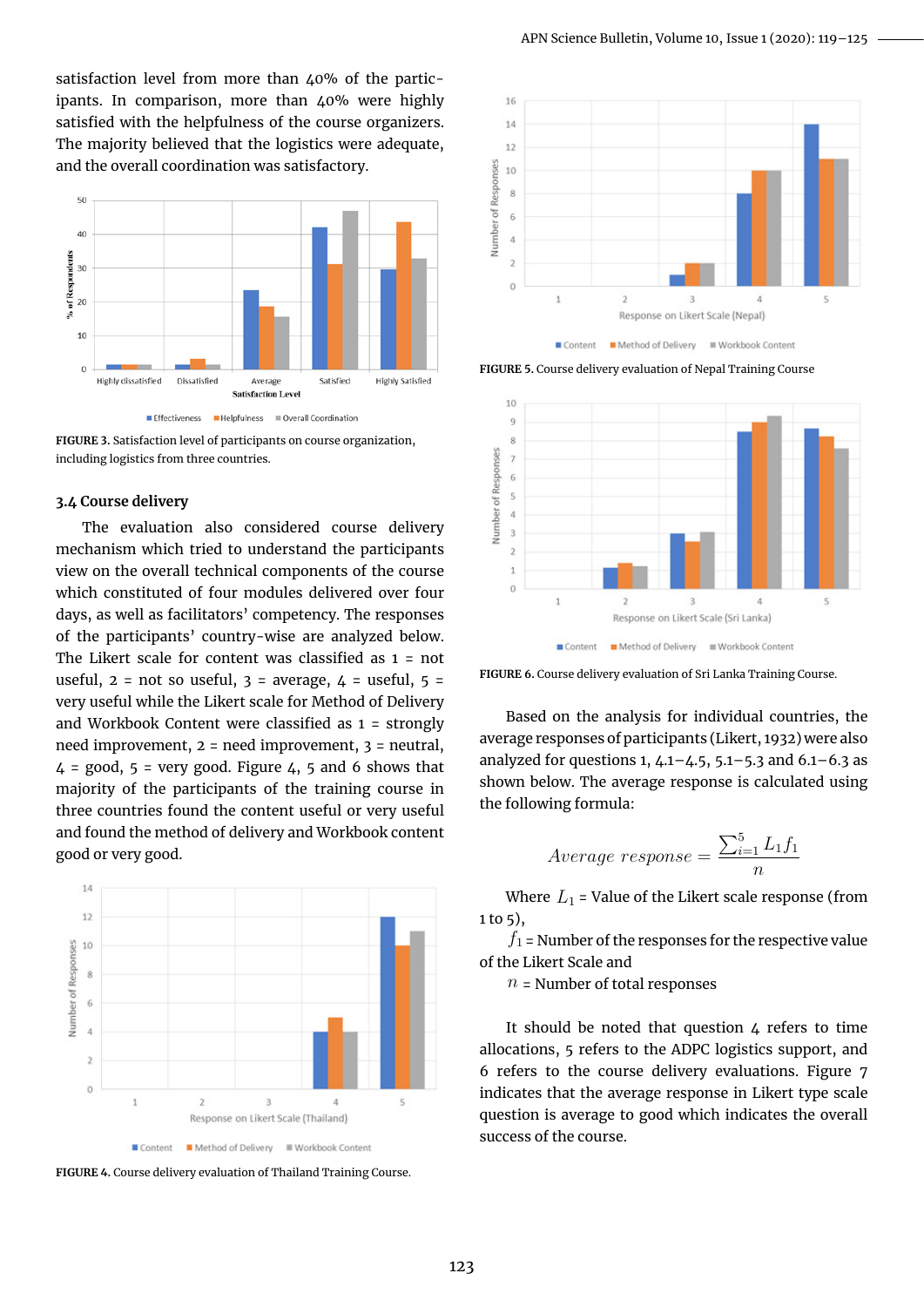satisfaction level from more than 40% of the participants. In comparison, more than 40% were highly satisfied with the helpfulness of the course organizers. The majority believed that the logistics were adequate, and the overall coordination was satisfactory.

**FIGURE 3.** Satisfaction level of participants on course organization, including logistics from three countries.

### 3.4 Course delivery

The evaluation also considered course delivery mechanism which tried to understand the participants view on the overall technical components of the course which constituted of four modules delivered over four days, as well as facilitators' competency. The responses of the participants' country-wise are analyzed below. The Likert scale for content was classified as 1 = not useful, 2 = not so useful, 3 = average, 4 = useful, 5 = very useful while the Likert scale for Method of Delivery and Workbook Content were classified as 1 = strongly need improvement, 2 = need improvement, 3 = neutral, 4 = good, 5 = very good. Figure 4, 5 and 6 shows that majority of the participants of the training course in three countries found the content useful or very useful and found the method of delivery and Workbook content good or very good.

**FIGURE 4.** Course delivery evaluation of Thailand Training Course.

**FIGURE 5.** Course delivery evaluation of Nepal Training Course

**FIGURE 6.** Course delivery evaluation of Sri Lanka Training Course.

Based on the analysis for individual countries, the average responses of participants (Likert, 1932) were also analyzed for questions 1, 4.1–4.5, 5.1–5.3 and 6.1–6.3 as shown below. The average response is calculated using the following formula:

$$Average\ response = \frac{\sum_{i=1}^{5} L_1 f_1}{n}$$

Where $L_1$ = Value of the Likert scale response (from 1 to 5),

$f_1$ = Number of the responses for the respective value of the Likert Scale and

$n$ = Number of total responses

It should be noted that question 4 refers to time allocations, 5 refers to the ADPC logistics support, and 6 refers to the course delivery evaluations. Figure 7 indicates that the average response in Likert type scale question is average to good which indicates the overall success of the course.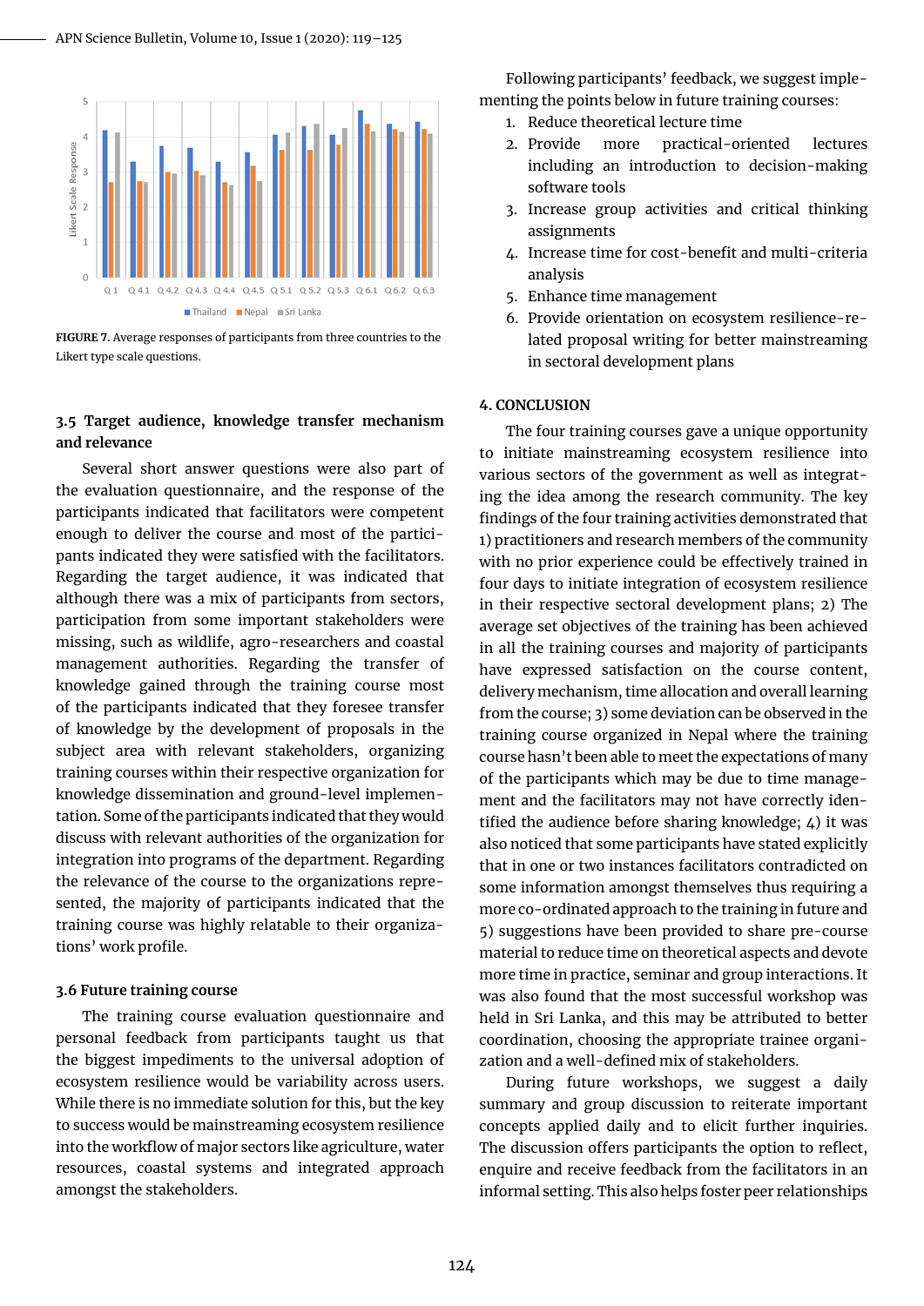FIGURE 7. Average responses of participants from three countries to the Likert type scale questions.

### 3.5 Target audience, knowledge transfer mechanism and relevance

Several short answer questions were also part of the evaluation questionnaire, and the response of the participants indicated that facilitators were competent enough to deliver the course and most of the participants indicated they were satisfied with the facilitators. Regarding the target audience, it was indicated that although there was a mix of participants from sectors, participation from some important stakeholders were missing, such as wildlife, agro-researchers and coastal management authorities. Regarding the transfer of knowledge gained through the training course most of the participants indicated that they foresee transfer of knowledge by the development of proposals in the subject area with relevant stakeholders, organizing training courses within their respective organization for knowledge dissemination and ground-level implementation. Some of the participants indicated that they would discuss with relevant authorities of the organization for integration into programs of the department. Regarding the relevance of the course to the organizations represented, the majority of participants indicated that the training course was highly relatable to their organizations' work profile.

### 3.6 Future training course

The training course evaluation questionnaire and personal feedback from participants taught us that the biggest impediments to the universal adoption of ecosystem resilience would be variability across users. While there is no immediate solution for this, but the key to success would be mainstreaming ecosystem resilience into the workflow of major sectors like agriculture, water resources, coastal systems and integrated approach amongst the stakeholders.

Following participants' feedback, we suggest implementing the points below in future training courses:

1. Reduce theoretical lecture time
2. Provide more practical-oriented lectures including an introduction to decision-making software tools
3. Increase group activities and critical thinking assignments
4. Increase time for cost-benefit and multi-criteria analysis
5. Enhance time management
6. Provide orientation on ecosystem resilience-related proposal writing for better mainstreaming in sectoral development plans

## 4. CONCLUSION

The four training courses gave a unique opportunity to initiate mainstreaming ecosystem resilience into various sectors of the government as well as integrating the idea among the research community. The key findings of the four training activities demonstrated that 1) practitioners and research members of the community with no prior experience could be effectively trained in four days to initiate integration of ecosystem resilience in their respective sectoral development plans; 2) The average set objectives of the training has been achieved in all the training courses and majority of participants have expressed satisfaction on the course content, delivery mechanism, time allocation and overall learning from the course; 3) some deviation can be observed in the training course organized in Nepal where the training course hasn't been able to meet the expectations of many of the participants which may be due to time management and the facilitators may not have correctly identified the audience before sharing knowledge; 4) it was also noticed that some participants have stated explicitly that in one or two instances facilitators contradicted on some information amongst themselves thus requiring a more co-ordinated approach to the training in future and 5) suggestions have been provided to share pre-course material to reduce time on theoretical aspects and devote more time in practice, seminar and group interactions. It was also found that the most successful workshop was held in Sri Lanka, and this may be attributed to better coordination, choosing the appropriate trainee organization and a well-defined mix of stakeholders.

During future workshops, we suggest a daily summary and group discussion to reiterate important concepts applied daily and to elicit further inquiries. The discussion offers participants the option to reflect, enquire and receive feedback from the facilitators in an informal setting. This also helps foster peer relationships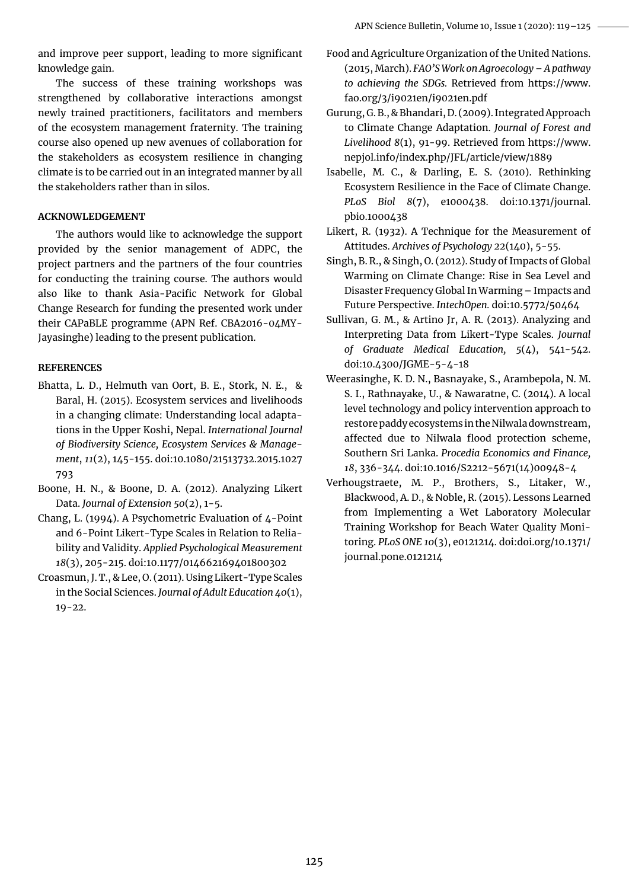and improve peer support, leading to more significant knowledge gain.

The success of these training workshops was strengthened by collaborative interactions amongst newly trained practitioners, facilitators and members of the ecosystem management fraternity. The training course also opened up new avenues of collaboration for the stakeholders as ecosystem resilience in changing climate is to be carried out in an integrated manner by all the stakeholders rather than in silos.

## ACKNOWLEDGEMENT

The authors would like to acknowledge the support provided by the senior management of ADPC, the project partners and the partners of the four countries for conducting the training course. The authors would also like to thank Asia-Pacific Network for Global Change Research for funding the presented work under their CAPaBLE programme (APN Ref. CBA2016-04MY-Jayasinghe) leading to the present publication.

## REFERENCES

Bhatta, L. D., Helmuth van Oort, B. E., Stork, N. E., & Baral, H. (2015). Ecosystem services and livelihoods in a changing climate: Understanding local adaptations in the Upper Koshi, Nepal. *International Journal of Biodiversity Science, Ecosystem Services & Management*, *11*(2), 145-155. doi:10.1080/21513732.2015.1027793

Boone, H. N., & Boone, D. A. (2012). Analyzing Likert Data. *Journal of Extension 50*(2), 1-5.

Chang, L. (1994). A Psychometric Evaluation of 4-Point and 6-Point Likert-Type Scales in Relation to Reliability and Validity. *Applied Psychological Measurement 18*(3), 205-215. doi:10.1177/014662169401800302

Croasmun, J. T., & Lee, O. (2011). Using Likert-Type Scales in the Social Sciences. *Journal of Adult Education 40*(1), 19-22.

Food and Agriculture Organization of the United Nations. (2015, March). *FAO'S Work on Agroecology – A pathway to achieving the SDGs.* Retrieved from https://www.fao.org/3/i9021en/i9021en.pdf

Gurung, G. B., & Bhandari, D. (2009). Integrated Approach to Climate Change Adaptation. *Journal of Forest and Livelihood 8*(1), 91-99. Retrieved from https://www.nepjol.info/index.php/JFL/article/view/1889

Isabelle, M. C., & Darling, E. S. (2010). Rethinking Ecosystem Resilience in the Face of Climate Change. *PLoS Biol 8*(7), e1000438. doi:10.1371/journal.pbio.1000438

Likert, R. (1932). A Technique for the Measurement of Attitudes. *Archives of Psychology 22*(140), 5-55.

Singh, B. R., & Singh, O. (2012). Study of Impacts of Global Warming on Climate Change: Rise in Sea Level and Disaster Frequency Global In Warming – Impacts and Future Perspective. *IntechOpen.* doi:10.5772/50464

Sullivan, G. M., & Artino Jr, A. R. (2013). Analyzing and Interpreting Data from Likert-Type Scales. *Journal of Graduate Medical Education, 5*(4), 541-542. doi:10.4300/JGME-5-4-18

Weerasinghe, K. D. N., Basnayake, S., Arambepola, N. M. S. I., Rathnayake, U., & Nawaratne, C. (2014). A local level technology and policy intervention approach to restore paddy ecosystems in the Nilwala downstream, affected due to Nilwala flood protection scheme, Southern Sri Lanka. *Procedia Economics and Finance, 18*, 336-344. doi:10.1016/S2212-5671(14)00948-4

Verhougstraete, M. P., Brothers, S., Litaker, W., Blackwood, A. D., & Noble, R. (2015). Lessons Learned from Implementing a Wet Laboratory Molecular Training Workshop for Beach Water Quality Monitoring. *PLoS ONE 10*(3), e0121214. doi:doi.org/10.1371/journal.pone.0121214